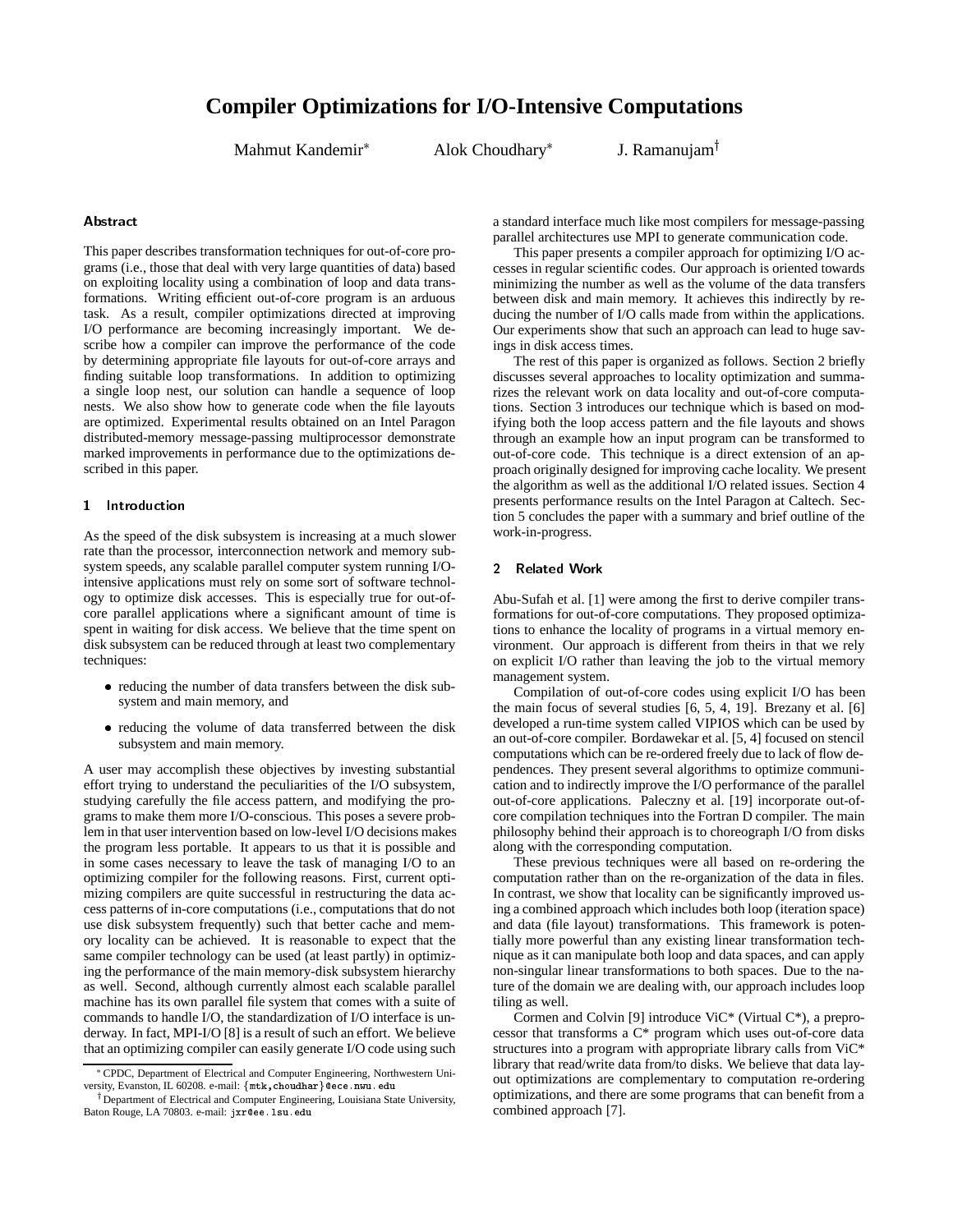# Compiler Optimizations for I/O-Intensive Computations

Mahmut Kandemir* Alok Choudhary* J. Ramanujam†

## Abstract

This paper describes transformation techniques for out-of-core programs (i.e., those that deal with very large quantities of data) based on exploiting locality using a combination of loop and data transformations. Writing efficient out-of-core program is an arduous task. As a result, compiler optimizations directed at improving I/O performance are becoming increasingly important. We describe how a compiler can improve the performance of the code by determining appropriate file layouts for out-of-core arrays and finding suitable loop transformations. In addition to optimizing a single loop nest, our solution can handle a sequence of loop nests. We also show how to generate code when the file layouts are optimized. Experimental results obtained on an Intel Paragon distributed-memory message-passing multiprocessor demonstrate marked improvements in performance due to the optimizations described in this paper.

## 1 Introduction

As the speed of the disk subsystem is increasing at a much slower rate than the processor, interconnection network and memory subsystem speeds, any scalable parallel computer system running I/O-intensive applications must rely on some sort of software technology to optimize disk accesses. This is especially true for out-of-core parallel applications where a significant amount of time is spent in waiting for disk access. We believe that the time spent on disk subsystem can be reduced through at least two complementary techniques:

- reducing the number of data transfers between the disk subsystem and main memory, and
- reducing the volume of data transferred between the disk subsystem and main memory.

A user may accomplish these objectives by investing substantial effort trying to understand the peculiarities of the I/O subsystem, studying carefully the file access pattern, and modifying the programs to make them more I/O-conscious. This poses a severe problem in that user intervention based on low-level I/O decisions makes the program less portable. It appears to us that it is possible and in some cases necessary to leave the task of managing I/O to an optimizing compiler for the following reasons. First, current optimizing compilers are quite successful in restructuring the data access patterns of in-core computations (i.e., computations that do not use disk subsystem frequently) such that better cache and memory locality can be achieved. It is reasonable to expect that the same compiler technology can be used (at least partly) in optimizing the performance of the main memory-disk subsystem hierarchy as well. Second, although currently almost each scalable parallel machine has its own parallel file system that comes with a suite of commands to handle I/O, the standardization of I/O interface is underway. In fact, MPI-I/O [8] is a result of such an effort. We believe that an optimizing compiler can easily generate I/O code using such a standard interface much like most compilers for message-passing parallel architectures use MPI to generate communication code.

This paper presents a compiler approach for optimizing I/O accesses in regular scientific codes. Our approach is oriented towards minimizing the number as well as the volume of the data transfers between disk and main memory. It achieves this indirectly by reducing the number of I/O calls made from within the applications. Our experiments show that such an approach can lead to huge savings in disk access times.

The rest of this paper is organized as follows. Section 2 briefly discusses several approaches to locality optimization and summarizes the relevant work on data locality and out-of-core computations. Section 3 introduces our technique which is based on modifying both the loop access pattern and the file layouts and shows through an example how an input program can be transformed to out-of-core code. This technique is a direct extension of an approach originally designed for improving cache locality. We present the algorithm as well as the additional I/O related issues. Section 4 presents performance results on the Intel Paragon at Caltech. Section 5 concludes the paper with a summary and brief outline of the work-in-progress.

## 2 Related Work

Abu-Sufah et al. [1] were among the first to derive compiler transformations for out-of-core computations. They proposed optimizations to enhance the locality of programs in a virtual memory environment. Our approach is different from theirs in that we rely on explicit I/O rather than leaving the job to the virtual memory management system.

Compilation of out-of-core codes using explicit I/O has been the main focus of several studies [6, 5, 4, 19]. Brezany et al. [6] developed a run-time system called VIPIOS which can be used by an out-of-core compiler. Bordawekar et al. [5, 4] focused on stencil computations which can be re-ordered freely due to lack of flow dependences. They present several algorithms to optimize communication and to indirectly improve the I/O performance of the parallel out-of-core applications. Paleczny et al. [19] incorporate out-of-core compilation techniques into the Fortran D compiler. The main philosophy behind their approach is to choreograph I/O from disks along with the corresponding computation.

These previous techniques were all based on re-ordering the computation rather than on the re-organization of the data in files. In contrast, we show that locality can be significantly improved using a combined approach which includes both loop (iteration space) and data (file layout) transformations. This framework is potentially more powerful than any existing linear transformation technique as it can manipulate both loop and data spaces, and can apply non-singular linear transformations to both spaces. Due to the nature of the domain we are dealing with, our approach includes loop tiling as well.

Cormen and Colvin [9] introduce ViC* (Virtual C*), a preprocessor that transforms a C* program which uses out-of-core data structures into a program with appropriate library calls from ViC* library that read/write data from/to disks. We believe that data layout optimizations are complementary to computation re-ordering optimizations, and there are some programs that can benefit from a combined approach [7].

---

* CPDC, Department of Electrical and Computer Engineering, Northwestern University, Evanston, IL 60208. e-mail: {mtk,choudhar}@ece.nwu.edu

† Department of Electrical and Computer Engineering, Louisiana State University, Baton Rouge, LA 70803. e-mail: jxr@ee.lsu.edu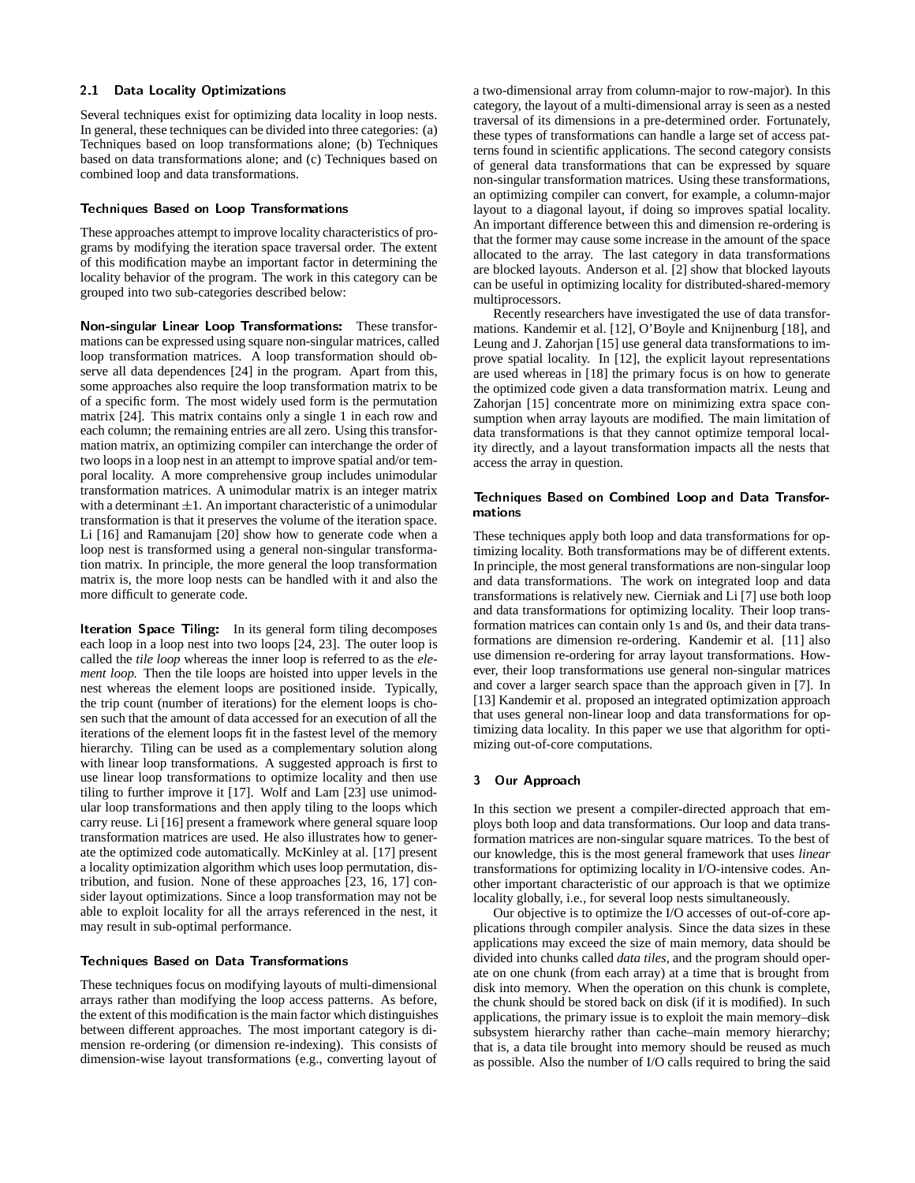### 2.1 Data Locality Optimizations

Several techniques exist for optimizing data locality in loop nests. In general, these techniques can be divided into three categories: (a) Techniques based on loop transformations alone; (b) Techniques based on data transformations alone; and (c) Techniques based on combined loop and data transformations.

#### Techniques Based on Loop Transformations

These approaches attempt to improve locality characteristics of programs by modifying the iteration space traversal order. The extent of this modification maybe an important factor in determining the locality behavior of the program. The work in this category can be grouped into two sub-categories described below:

**Non-singular Linear Loop Transformations:** These transformations can be expressed using square non-singular matrices, called loop transformation matrices. A loop transformation should observe all data dependences [24] in the program. Apart from this, some approaches also require the loop transformation matrix to be of a specific form. The most widely used form is the permutation matrix [24]. This matrix contains only a single 1 in each row and each column; the remaining entries are all zero. Using this transformation matrix, an optimizing compiler can interchange the order of two loops in a loop nest in an attempt to improve spatial and/or temporal locality. A more comprehensive group includes unimodular transformation matrices. A unimodular matrix is an integer matrix with a determinant $\pm 1$. An important characteristic of a unimodular transformation is that it preserves the volume of the iteration space. Li [16] and Ramanujam [20] show how to generate code when a loop nest is transformed using a general non-singular transformation matrix. In principle, the more general the loop transformation matrix is, the more loop nests can be handled with it and also the more difficult to generate code.

**Iteration Space Tiling:** In its general form tiling decomposes each loop in a loop nest into two loops [24, 23]. The outer loop is called the *tile loop* whereas the inner loop is referred to as the *element loop.* Then the tile loops are hoisted into upper levels in the nest whereas the element loops are positioned inside. Typically, the trip count (number of iterations) for the element loops is chosen such that the amount of data accessed for an execution of all the iterations of the element loops fit in the fastest level of the memory hierarchy. Tiling can be used as a complementary solution along with linear loop transformations. A suggested approach is first to use linear loop transformations to optimize locality and then use tiling to further improve it [17]. Wolf and Lam [23] use unimodular loop transformations and then apply tiling to the loops which carry reuse. Li [16] present a framework where general square loop transformation matrices are used. He also illustrates how to generate the optimized code automatically. McKinley at al. [17] present a locality optimization algorithm which uses loop permutation, distribution, and fusion. None of these approaches [23, 16, 17] consider layout optimizations. Since a loop transformation may not be able to exploit locality for all the arrays referenced in the nest, it may result in sub-optimal performance.

#### Techniques Based on Data Transformations

These techniques focus on modifying layouts of multi-dimensional arrays rather than modifying the loop access patterns. As before, the extent of this modification is the main factor which distinguishes between different approaches. The most important category is dimension re-ordering (or dimension re-indexing). This consists of dimension-wise layout transformations (e.g., converting layout of a two-dimensional array from column-major to row-major). In this category, the layout of a multi-dimensional array is seen as a nested traversal of its dimensions in a pre-determined order. Fortunately, these types of transformations can handle a large set of access patterns found in scientific applications. The second category consists of general data transformations that can be expressed by square non-singular transformation matrices. Using these transformations, an optimizing compiler can convert, for example, a column-major layout to a diagonal layout, if doing so improves spatial locality. An important difference between this and dimension re-ordering is that the former may cause some increase in the amount of the space allocated to the array. The last category in data transformations are blocked layouts. Anderson et al. [2] show that blocked layouts can be useful in optimizing locality for distributed-shared-memory multiprocessors.

Recently researchers have investigated the use of data transformations. Kandemir et al. [12], O'Boyle and Knijnenburg [18], and Leung and J. Zahorjan [15] use general data transformations to improve spatial locality. In [12], the explicit layout representations are used whereas in [18] the primary focus is on how to generate the optimized code given a data transformation matrix. Leung and Zahorjan [15] concentrate more on minimizing extra space consumption when array layouts are modified. The main limitation of data transformations is that they cannot optimize temporal locality directly, and a layout transformation impacts all the nests that access the array in question.

#### Techniques Based on Combined Loop and Data Transformations

These techniques apply both loop and data transformations for optimizing locality. Both transformations may be of different extents. In principle, the most general transformations are non-singular loop and data transformations. The work on integrated loop and data transformations is relatively new. Cierniak and Li [7] use both loop and data transformations for optimizing locality. Their loop transformation matrices can contain only 1s and 0s, and their data transformations are dimension re-ordering. Kandemir et al. [11] also use dimension re-ordering for array layout transformations. However, their loop transformations use general non-singular matrices and cover a larger search space than the approach given in [7]. In [13] Kandemir et al. proposed an integrated optimization approach that uses general non-linear loop and data transformations for optimizing data locality. In this paper we use that algorithm for optimizing out-of-core computations.

## 3 Our Approach

In this section we present a compiler-directed approach that employs both loop and data transformations. Our loop and data transformation matrices are non-singular square matrices. To the best of our knowledge, this is the most general framework that uses *linear* transformations for optimizing locality in I/O-intensive codes. Another important characteristic of our approach is that we optimize locality globally, i.e., for several loop nests simultaneously.

Our objective is to optimize the I/O accesses of out-of-core applications through compiler analysis. Since the data sizes in these applications may exceed the size of main memory, data should be divided into chunks called *data tiles*, and the program should operate on one chunk (from each array) at a time that is brought from disk into memory. When the operation on this chunk is complete, the chunk should be stored back on disk (if it is modified). In such applications, the primary issue is to exploit the main memory–disk subsystem hierarchy rather than cache–main memory hierarchy; that is, a data tile brought into memory should be reused as much as possible. Also the number of I/O calls required to bring the said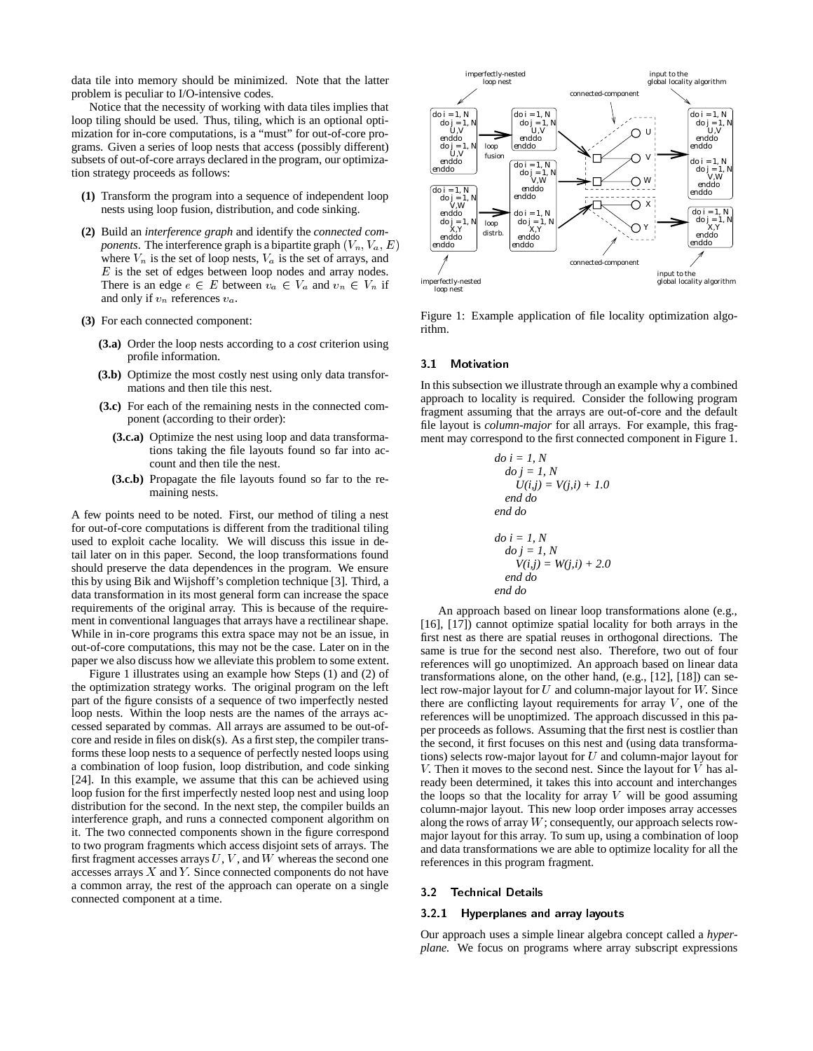data tile into memory should be minimized. Note that the latter problem is peculiar to I/O-intensive codes.

Notice that the necessity of working with data tiles implies that loop tiling should be used. Thus, tiling, which is an optional optimization for in-core computations, is a "must" for out-of-core programs. Given a series of loop nests that access (possibly different) subsets of out-of-core arrays declared in the program, our optimization strategy proceeds as follows:

- **(1)** Transform the program into a sequence of independent loop nests using loop fusion, distribution, and code sinking.
- **(2)** Build an *interference graph* and identify the *connected components*. The interference graph is a bipartite graph $(V_n, V_a, E)$ where $V_n$ is the set of loop nests, $V_a$ is the set of arrays, and $E$ is the set of edges between loop nodes and array nodes. There is an edge $e \in E$ between $v_a \in V_a$ and $v_n \in V_n$ if and only if $v_n$ references $v_a$.
- **(3)** For each connected component:
  - **(3.a)** Order the loop nests according to a *cost* criterion using profile information.
  - **(3.b)** Optimize the most costly nest using only data transformations and then tile this nest.
  - **(3.c)** For each of the remaining nests in the connected component (according to their order):
    - **(3.c.a)** Optimize the nest using loop and data transformations taking the file layouts found so far into account and then tile the nest.
    - **(3.c.b)** Propagate the file layouts found so far to the remaining nests.

A few points need to be noted. First, our method of tiling a nest for out-of-core computations is different from the traditional tiling used to exploit cache locality. We will discuss this issue in detail later on in this paper. Second, the loop transformations found should preserve the data dependences in the program. We ensure this by using Bik and Wijshoff's completion technique [3]. Third, a data transformation in its most general form can increase the space requirements of the original array. This is because of the requirement in conventional languages that arrays have a rectilinear shape. While in in-core programs this extra space may not be an issue, in out-of-core computations, this may not be the case. Later on in the paper we also discuss how we alleviate this problem to some extent.

Figure 1 illustrates using an example how Steps (1) and (2) of the optimization strategy works. The original program on the left part of the figure consists of a sequence of two imperfectly nested loop nests. Within the loop nests are the names of the arrays accessed separated by commas. All arrays are assumed to be out-of-core and reside in files on disk(s). As a first step, the compiler transforms these loop nests to a sequence of perfectly nested loops using a combination of loop fusion, loop distribution, and code sinking [24]. In this example, we assume that this can be achieved using loop fusion for the first imperfectly nested loop nest and using loop distribution for the second. In the next step, the compiler builds an interference graph, and runs a connected component algorithm on it. The two connected components shown in the figure correspond to two program fragments which access disjoint sets of arrays. The first fragment accesses arrays $U$, $V$, and $W$ whereas the second one accesses arrays $X$ and $Y$. Since connected components do not have a common array, the rest of the approach can operate on a single connected component at a time.

Figure 1: Example application of file locality optimization algorithm.

### 3.1 Motivation

In this subsection we illustrate through an example why a combined approach to locality is required. Consider the following program fragment assuming that the arrays are out-of-core and the default file layout is *column-major* for all arrays. For example, this fragment may correspond to the first connected component in Figure 1.

```
do i = 1, N
  do j = 1, N
    U(i,j) = V(j,i) + 1.0
  end do
end do

do i = 1, N
  do j = 1, N
    V(i,j) = W(j,i) + 2.0
  end do
end do
```

An approach based on linear loop transformations alone (e.g., [16], [17]) cannot optimize spatial locality for both arrays in the first nest as there are spatial reuses in orthogonal directions. The same is true for the second nest also. Therefore, two out of four references will go unoptimized. An approach based on linear data transformations alone, on the other hand, (e.g., [12], [18]) can select row-major layout for $U$ and column-major layout for $W$. Since there are conflicting layout requirements for array $V$, one of the references will be unoptimized. The approach discussed in this paper proceeds as follows. Assuming that the first nest is costlier than the second, it first focuses on this nest and (using data transformations) selects row-major layout for $U$ and column-major layout for $V$. Then it moves to the second nest. Since the layout for $V$ has already been determined, it takes this into account and interchanges the loops so that the locality for array $V$ will be good assuming column-major layout. This new loop order imposes array accesses along the rows of array $W$; consequently, our approach selects row-major layout for this array. To sum up, using a combination of loop and data transformations we are able to optimize locality for all the references in this program fragment.

### 3.2 Technical Details

#### 3.2.1 Hyperplanes and array layouts

Our approach uses a simple linear algebra concept called a *hyperplane.* We focus on programs where array subscript expressions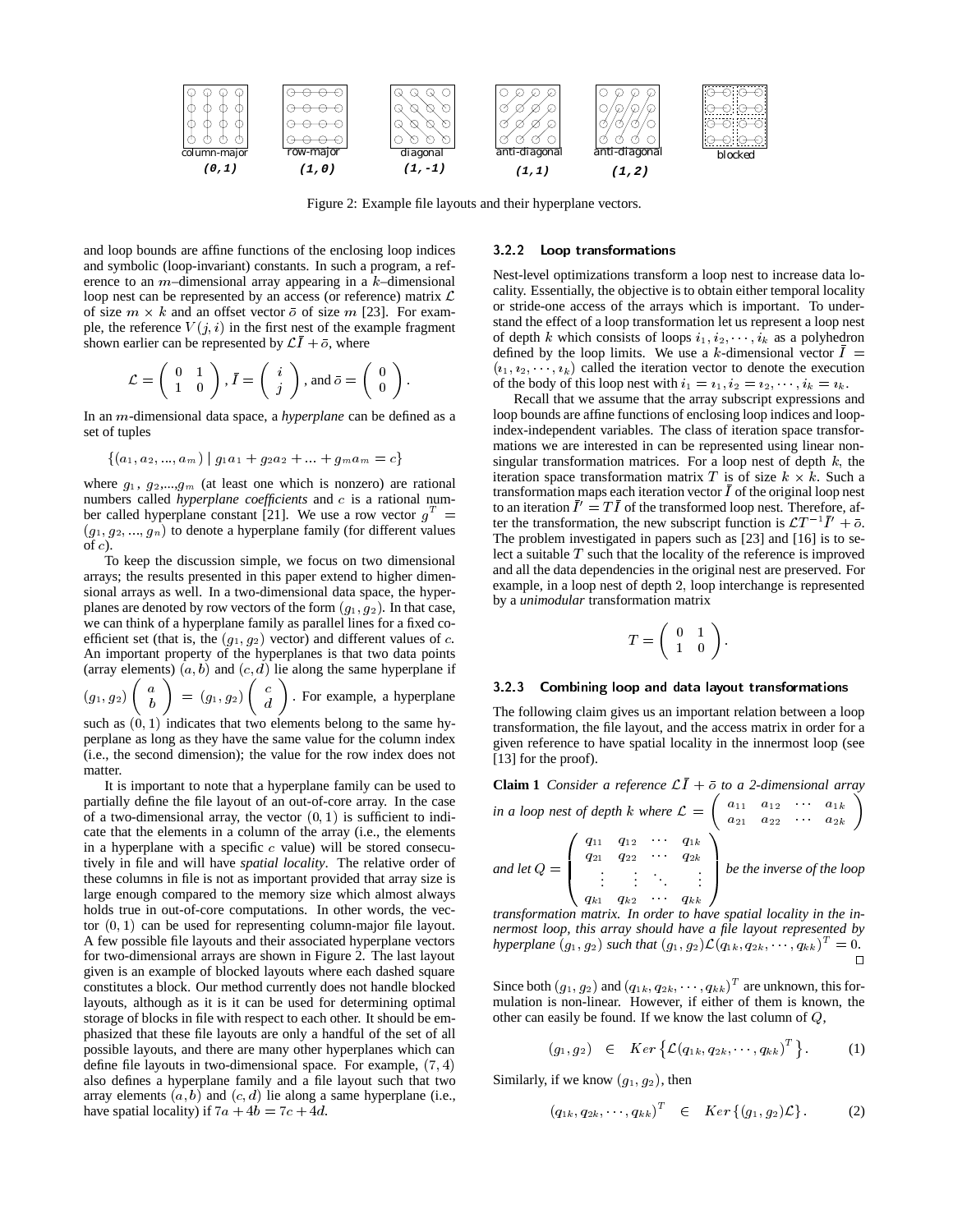column-major (0,1) row-major (1,0) diagonal (1,-1) anti-diagonal (1,1) anti-diagonal (1,2) blocked

Figure 2: Example file layouts and their hyperplane vectors.

and loop bounds are affine functions of the enclosing loop indices and symbolic (loop-invariant) constants. In such a program, a reference to an $m$–dimensional array appearing in a $k$–dimensional loop nest can be represented by an access (or reference) matrix $\mathcal{L}$ of size $m \times k$ and an offset vector $\bar{o}$ of size $m$ [23]. For example, the reference $V(j,i)$ in the first nest of the example fragment shown earlier can be represented by $\mathcal{L}\bar{I} + \bar{o}$, where

$$\mathcal{L} = \begin{pmatrix} 0 & 1 \\ 1 & 0 \end{pmatrix}, \bar{I} = \begin{pmatrix} i \\ j \end{pmatrix}, \text{and } \bar{o} = \begin{pmatrix} 0 \\ 0 \end{pmatrix}.$$

In an $m$-dimensional data space, a *hyperplane* can be defined as a set of tuples

$$\{(a_1, a_2, ..., a_m) \mid g_1 a_1 + g_2 a_2 + ... + g_m a_m = c\}$$

where $g_1$, $g_2$,...,$g_m$ (at least one which is nonzero) are rational numbers called *hyperplane coefficients* and $c$ is a rational number called hyperplane constant [21]. We use a row vector $g^T = (g_1, g_2, ..., g_n)$ to denote a hyperplane family (for different values of $c$).

To keep the discussion simple, we focus on two dimensional arrays; the results presented in this paper extend to higher dimensional arrays as well. In a two-dimensional data space, the hyperplanes are denoted by row vectors of the form $(g_1, g_2)$. In that case, we can think of a hyperplane family as parallel lines for a fixed coefficient set (that is, the $(g_1, g_2)$ vector) and different values of $c$. An important property of the hyperplanes is that two data points (array elements) $(a, b)$ and $(c, d)$ lie along the same hyperplane if $(g_1, g_2)\begin{pmatrix} a \\ b \end{pmatrix} = (g_1, g_2)\begin{pmatrix} c \\ d \end{pmatrix}$. For example, a hyperplane such as $(0, 1)$ indicates that two elements belong to the same hyperplane as long as they have the same value for the column index (i.e., the second dimension); the value for the row index does not matter.

It is important to note that a hyperplane family can be used to partially define the file layout of an out-of-core array. In the case of a two-dimensional array, the vector $(0, 1)$ is sufficient to indicate that the elements in a column of the array (i.e., the elements in a hyperplane with a specific $c$ value) will be stored consecutively in file and will have *spatial locality*. The relative order of these columns in file is not as important provided that array size is large enough compared to the memory size which almost always holds true in out-of-core computations. In other words, the vector $(0, 1)$ can be used for representing column-major file layout. A few possible file layouts and their associated hyperplane vectors for two-dimensional arrays are shown in Figure 2. The last layout given is an example of blocked layouts where each dashed square constitutes a block. Our method currently does not handle blocked layouts, although as it is it can be used for determining optimal storage of blocks in file with respect to each other. It should be emphasized that these file layouts are only a handful of the set of all possible layouts, and there are many other hyperplanes which can define file layouts in two-dimensional space. For example, $(7, 4)$ also defines a hyperplane family and a file layout such that two array elements $(a, b)$ and $(c, d)$ lie along a same hyperplane (i.e., have spatial locality) if $7a + 4b = 7c + 4d$.

#### 3.2.2 Loop transformations

Nest-level optimizations transform a loop nest to increase data locality. Essentially, the objective is to obtain either temporal locality or stride-one access of the arrays which is important. To understand the effect of a loop transformation let us represent a loop nest of depth $k$ which consists of loops $i_1, i_2, \cdots, i_k$ as a polyhedron defined by the loop limits. We use a $k$-dimensional vector $\bar{I} = (\imath_1, \imath_2, \cdots, \imath_k)$ called the iteration vector to denote the execution of the body of this loop nest with $i_1 = \imath_1, i_2 = \imath_2, \cdots, i_k = \imath_k$.

Recall that we assume that the array subscript expressions and loop bounds are affine functions of enclosing loop indices and loop-index-independent variables. The class of iteration space transformations we are interested in can be represented using linear nonsingular transformation matrices. For a loop nest of depth $k$, the iteration space transformation matrix $T$ is of size $k \times k$. Such a transformation maps each iteration vector $\bar{I}$ of the original loop nest to an iteration $\bar{I}' = T\bar{I}$ of the transformed loop nest. Therefore, after the transformation, the new subscript function is $\mathcal{L}T^{-1}\bar{I}' + \bar{o}$. The problem investigated in papers such as [23] and [16] is to select a suitable $T$ such that the locality of the reference is improved and all the data dependencies in the original nest are preserved. For example, in a loop nest of depth 2, loop interchange is represented by a *unimodular* transformation matrix

$$T = \begin{pmatrix} 0 & 1 \\ 1 & 0 \end{pmatrix}.$$

#### 3.2.3 Combining loop and data layout transformations

The following claim gives us an important relation between a loop transformation, the file layout, and the access matrix in order for a given reference to have spatial locality in the innermost loop (see [13] for the proof).

**Claim 1** *Consider a reference $\mathcal{L}\bar{I} + \bar{o}$ to a 2-dimensional array in a loop nest of depth $k$ where $\mathcal{L} = \begin{pmatrix} a_{11} & a_{12} & \cdots & a_{1k} \\ a_{21} & a_{22} & \cdots & a_{2k} \end{pmatrix}$ and let $Q = \begin{pmatrix} q_{11} & q_{12} & \cdots & q_{1k} \\ q_{21} & q_{22} & \cdots & q_{2k} \\ \vdots & \vdots & \ddots & \vdots \\ q_{k1} & q_{k2} & \cdots & q_{kk} \end{pmatrix}$ be the inverse of the loop transformation matrix. In order to have spatial locality in the innermost loop, this array should have a file layout represented by hyperplane $(g_1, g_2)$ such that $(g_1, g_2)\mathcal{L}(q_{1k}, q_{2k}, \cdots, q_{kk})^T = 0$.* □

Since both $(g_1, g_2)$ and $(q_{1k}, q_{2k}, \cdots, q_{kk})^T$ are unknown, this formulation is non-linear. However, if either of them is known, the other can easily be found. If we know the last column of $Q$,

$$(g_1, g_2) \in Ker\left\{\mathcal{L}(q_{1k}, q_{2k}, \cdots, q_{kk})^T\right\}. \quad (1)$$

Similarly, if we know $(g_1, g_2)$, then

$$(q_{1k}, q_{2k}, \cdots, q_{kk})^T \in Ker\left\{(g_1, g_2)\mathcal{L}\right\}. \quad (2)$$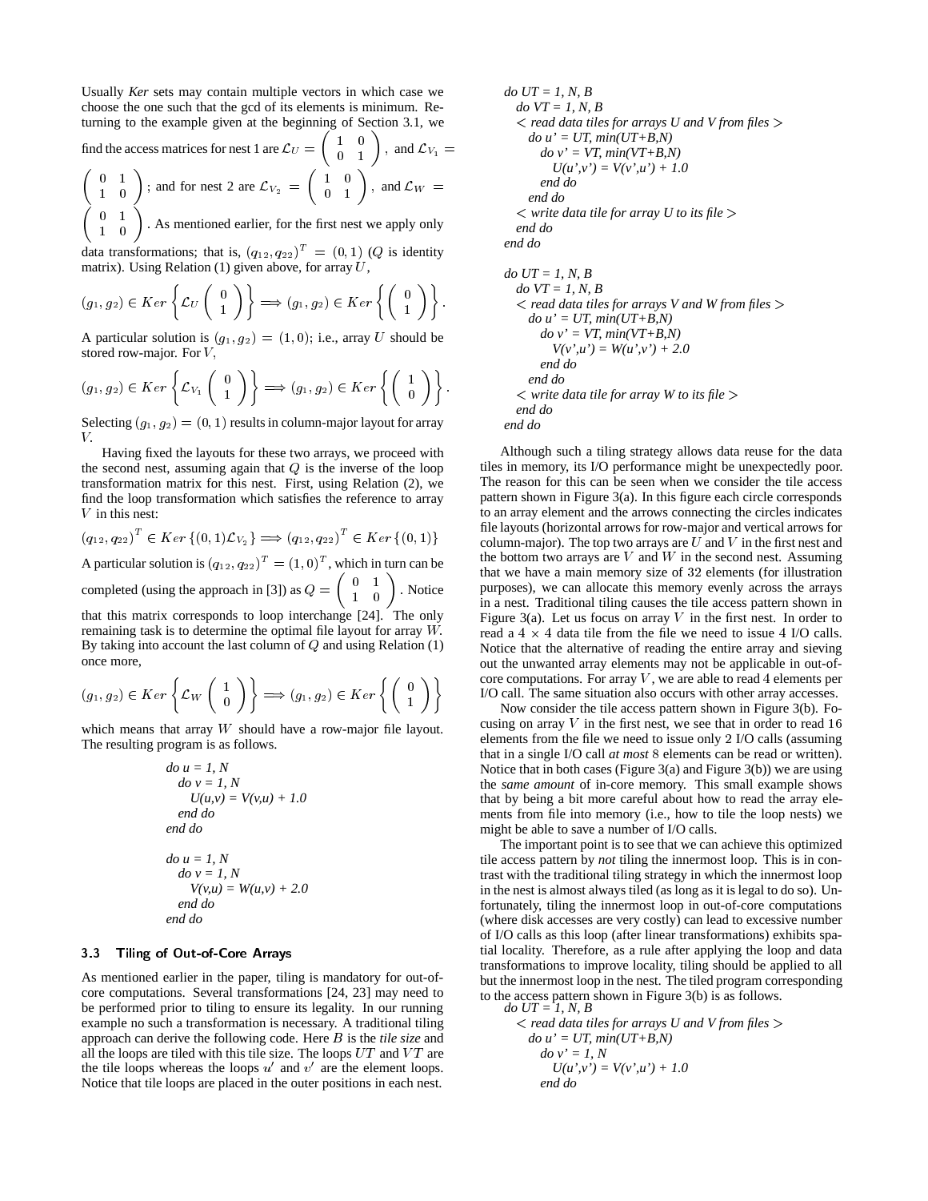Usually *Ker* sets may contain multiple vectors in which case we choose the one such that the gcd of its elements is minimum. Returning to the example given at the beginning of Section 3.1, we find the access matrices for nest 1 are $\mathcal{L}_U = \begin{pmatrix} 1 & 0 \\ 0 & 1 \end{pmatrix}$, and $\mathcal{L}_{V_1} = \begin{pmatrix} 0 & 1 \\ 1 & 0 \end{pmatrix}$; and for nest 2 are $\mathcal{L}_{V_2} = \begin{pmatrix} 1 & 0 \\ 0 & 1 \end{pmatrix}$, and $\mathcal{L}_W = \begin{pmatrix} 0 & 1 \\ 1 & 0 \end{pmatrix}$. As mentioned earlier, for the first nest we apply only data transformations; that is, $(q_{12}, q_{22})^T = (0, 1)$ ($Q$ is identity matrix). Using Relation (1) given above, for array $U$,

$$(g_1, g_2) \in Ker\left\{\mathcal{L}_U \begin{pmatrix} 0 \\ 1 \end{pmatrix}\right\} \Longrightarrow (g_1, g_2) \in Ker\left\{\begin{pmatrix} 0 \\ 1 \end{pmatrix}\right\}.$$

A particular solution is $(g_1, g_2) = (1, 0)$; i.e., array $U$ should be stored row-major. For $V$,

$$(g_1, g_2) \in Ker\left\{\mathcal{L}_{V_1} \begin{pmatrix} 0 \\ 1 \end{pmatrix}\right\} \Longrightarrow (g_1, g_2) \in Ker\left\{\begin{pmatrix} 1 \\ 0 \end{pmatrix}\right\}.$$

Selecting $(g_1, g_2) = (0, 1)$ results in column-major layout for array $V$.

Having fixed the layouts for these two arrays, we proceed with the second nest, assuming again that $Q$ is the inverse of the loop transformation matrix for this nest. First, using Relation (2), we find the loop transformation which satisfies the reference to array $V$ in this nest:

$$(q_{12}, q_{22})^T \in Ker\left\{(0, 1)\mathcal{L}_{V_2}\right\} \Longrightarrow (q_{12}, q_{22})^T \in Ker\left\{(0, 1)\right\}$$

A particular solution is $(q_{12}, q_{22})^T = (1, 0)^T$, which in turn can be completed (using the approach in [3]) as $Q = \begin{pmatrix} 0 & 1 \\ 1 & 0 \end{pmatrix}$. Notice that this matrix corresponds to loop interchange [24]. The only remaining task is to determine the optimal file layout for array $W$. By taking into account the last column of $Q$ and using Relation (1) once more,

$$(g_1, g_2) \in Ker\left\{\mathcal{L}_W \begin{pmatrix} 1 \\ 0 \end{pmatrix}\right\} \Longrightarrow (g_1, g_2) \in Ker\left\{\begin{pmatrix} 0 \\ 1 \end{pmatrix}\right\}$$

which means that array $W$ should have a row-major file layout. The resulting program is as follows.

```
do u = 1, N
  do v = 1, N
    U(u,v) = V(v,u) + 1.0
  end do
end do

do u = 1, N
  do v = 1, N
    V(v,u) = W(u,v) + 2.0
  end do
end do
```

### 3.3 Tiling of Out-of-Core Arrays

As mentioned earlier in the paper, tiling is mandatory for out-of-core computations. Several transformations [24, 23] may need to be performed prior to tiling to ensure its legality. In our running example no such a transformation is necessary. A traditional tiling approach can derive the following code. Here $B$ is the *tile size* and all the loops are tiled with this tile size. The loops $UT$ and $VT$ are the tile loops whereas the loops $u'$ and $v'$ are the element loops. Notice that tile loops are placed in the outer positions in each nest.

```
do UT = 1, N, B
  do VT = 1, N, B
  < read data tiles for arrays U and V from files >
    do u' = UT, min(UT+B,N)
      do v' = VT, min(VT+B,N)
        U(u',v') = V(v',u') + 1.0
      end do
    end do
  < write data tile for array U to its file >
  end do
end do

do UT = 1, N, B
  do VT = 1, N, B
  < read data tiles for arrays V and W from files >
    do u' = UT, min(UT+B,N)
      do v' = VT, min(VT+B,N)
        V(v',u') = W(u',v') + 2.0
      end do
    end do
  < write data tile for array W to its file >
  end do
end do
```

Although such a tiling strategy allows data reuse for the data tiles in memory, its I/O performance might be unexpectedly poor. The reason for this can be seen when we consider the tile access pattern shown in Figure 3(a). In this figure each circle corresponds to an array element and the arrows connecting the circles indicates file layouts (horizontal arrows for row-major and vertical arrows for column-major). The top two arrays are $U$ and $V$ in the first nest and the bottom two arrays are $V$ and $W$ in the second nest. Assuming that we have a main memory size of 32 elements (for illustration purposes), we can allocate this memory evenly across the arrays in a nest. Traditional tiling causes the tile access pattern shown in Figure 3(a). Let us focus on array $V$ in the first nest. In order to read a $4 \times 4$ data tile from the file we need to issue 4 I/O calls. Notice that the alternative of reading the entire array and sieving out the unwanted array elements may not be applicable in out-of-core computations. For array $V$, we are able to read 4 elements per I/O call. The same situation also occurs with other array accesses.

Now consider the tile access pattern shown in Figure 3(b). Focusing on array $V$ in the first nest, we see that in order to read 16 elements from the file we need to issue only 2 I/O calls (assuming that in a single I/O call *at most* 8 elements can be read or written). Notice that in both cases (Figure 3(a) and Figure 3(b)) we are using the *same amount* of in-core memory. This small example shows that by being a bit more careful about how to read the array elements from file into memory (i.e., how to tile the loop nests) we might be able to save a number of I/O calls.

The important point is to see that we can achieve this optimized tile access pattern by *not* tiling the innermost loop. This is in contrast with the traditional tiling strategy in which the innermost loop in the nest is almost always tiled (as long as it is legal to do so). Unfortunately, tiling the innermost loop in out-of-core computations (where disk accesses are very costly) can lead to excessive number of I/O calls as this loop (after linear transformations) exhibits spatial locality. Therefore, as a rule after applying the loop and data transformations to improve locality, tiling should be applied to all but the innermost loop in the nest. The tiled program corresponding to the access pattern shown in Figure 3(b) is as follows.

```
do UT = 1, N, B
  < read data tiles for arrays U and V from files >
    do u' = UT, min(UT+B,N)
      do v' = 1, N
        U(u',v') = V(v',u') + 1.0
      end do
```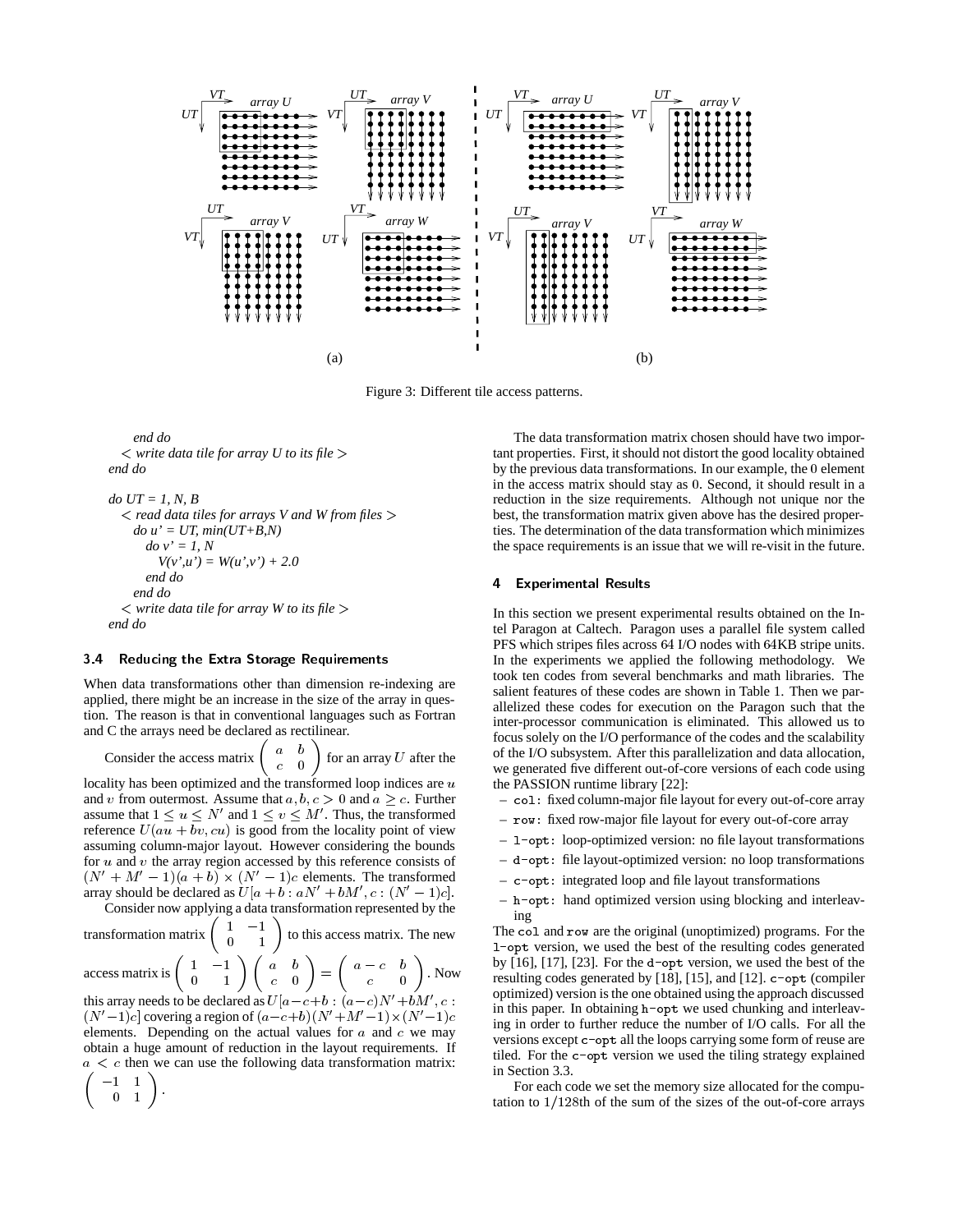Figure 3: Different tile access patterns.

```
      end do
   < write data tile for array U to its file >
end do

do UT = 1, N, B
   < read data tiles for arrays V and W from files >
   do u' = UT, min(UT+B,N)
      do v' = 1, N
         V(v',u') = W(u',v') + 2.0
      end do
   end do
   < write data tile for array W to its file >
end do
```

### 3.4 Reducing the Extra Storage Requirements

When data transformations other than dimension re-indexing are applied, there might be an increase in the size of the array in question. The reason is that in conventional languages such as Fortran and C the arrays need be declared as rectilinear.

Consider the access matrix $\begin{pmatrix} a & b \\ c & 0 \end{pmatrix}$ for an array $U$ after the locality has been optimized and the transformed loop indices are $u$ and $v$ from outermost. Assume that $a, b, c > 0$ and $a \geq c$. Further assume that $1 \leq u \leq N'$ and $1 \leq v \leq M'$. Thus, the transformed reference $U(au + bv, cu)$ is good from the locality point of view assuming column-major layout. However considering the bounds for $u$ and $v$ the array region accessed by this reference consists of $(N' + M' - 1)(a + b) \times (N' - 1)c$ elements. The transformed array should be declared as $U[a + b : aN' + bM', c : (N' - 1)c]$.

Consider now applying a data transformation represented by the transformation matrix $\begin{pmatrix} 1 & -1 \\ 0 & 1 \end{pmatrix}$ to this access matrix. The new access matrix is $\begin{pmatrix} 1 & -1 \\ 0 & 1 \end{pmatrix} \begin{pmatrix} a & b \\ c & 0 \end{pmatrix} = \begin{pmatrix} a - c & b \\ c & 0 \end{pmatrix}$. Now this array needs to be declared as $U[a - c + b : (a - c)N' + bM', c : (N' - 1)c]$ covering a region of $(a - c + b)(N' + M' - 1) \times (N' - 1)c$ elements. Depending on the actual values for $a$ and $c$ we may obtain a huge amount of reduction in the layout requirements. If $a < c$ then we can use the following data transformation matrix: $\begin{pmatrix} -1 & 1 \\ 0 & 1 \end{pmatrix}$.

The data transformation matrix chosen should have two important properties. First, it should not distort the good locality obtained by the previous data transformations. In our example, the 0 element in the access matrix should stay as 0. Second, it should result in a reduction in the size requirements. Although not unique nor the best, the transformation matrix given above has the desired properties. The determination of the data transformation which minimizes the space requirements is an issue that we will re-visit in the future.

## 4 Experimental Results

In this section we present experimental results obtained on the Intel Paragon at Caltech. Paragon uses a parallel file system called PFS which stripes files across 64 I/O nodes with 64KB stripe units. In the experiments we applied the following methodology. We took ten codes from several benchmarks and math libraries. The salient features of these codes are shown in Table 1. Then we parallelized these codes for execution on the Paragon such that the inter-processor communication is eliminated. This allowed us to focus solely on the I/O performance of the codes and the scalability of the I/O subsystem. After this parallelization and data allocation, we generated five different out-of-core versions of each code using the PASSION runtime library [22]:

- `col`: fixed column-major file layout for every out-of-core array
- `row`: fixed row-major file layout for every out-of-core array
- `l-opt`: loop-optimized version: no file layout transformations
- `d-opt`: file layout-optimized version: no loop transformations
- `c-opt`: integrated loop and file layout transformations
- `h-opt`: hand optimized version using blocking and interleaving

The `col` and `row` are the original (unoptimized) programs. For the `l-opt` version, we used the best of the resulting codes generated by [16], [17], [23]. For the `d-opt` version, we used the best of the resulting codes generated by [18], [15], and [12]. `c-opt` (compiler optimized) version is the one obtained using the approach discussed in this paper. In obtaining `h-opt` we used chunking and interleaving in order to further reduce the number of I/O calls. For all the versions except `c-opt` all the loops carrying some form of reuse are tiled. For the `c-opt` version we used the tiling strategy explained in Section 3.3.

For each code we set the memory size allocated for the computation to $1/128$th of the sum of the sizes of the out-of-core arrays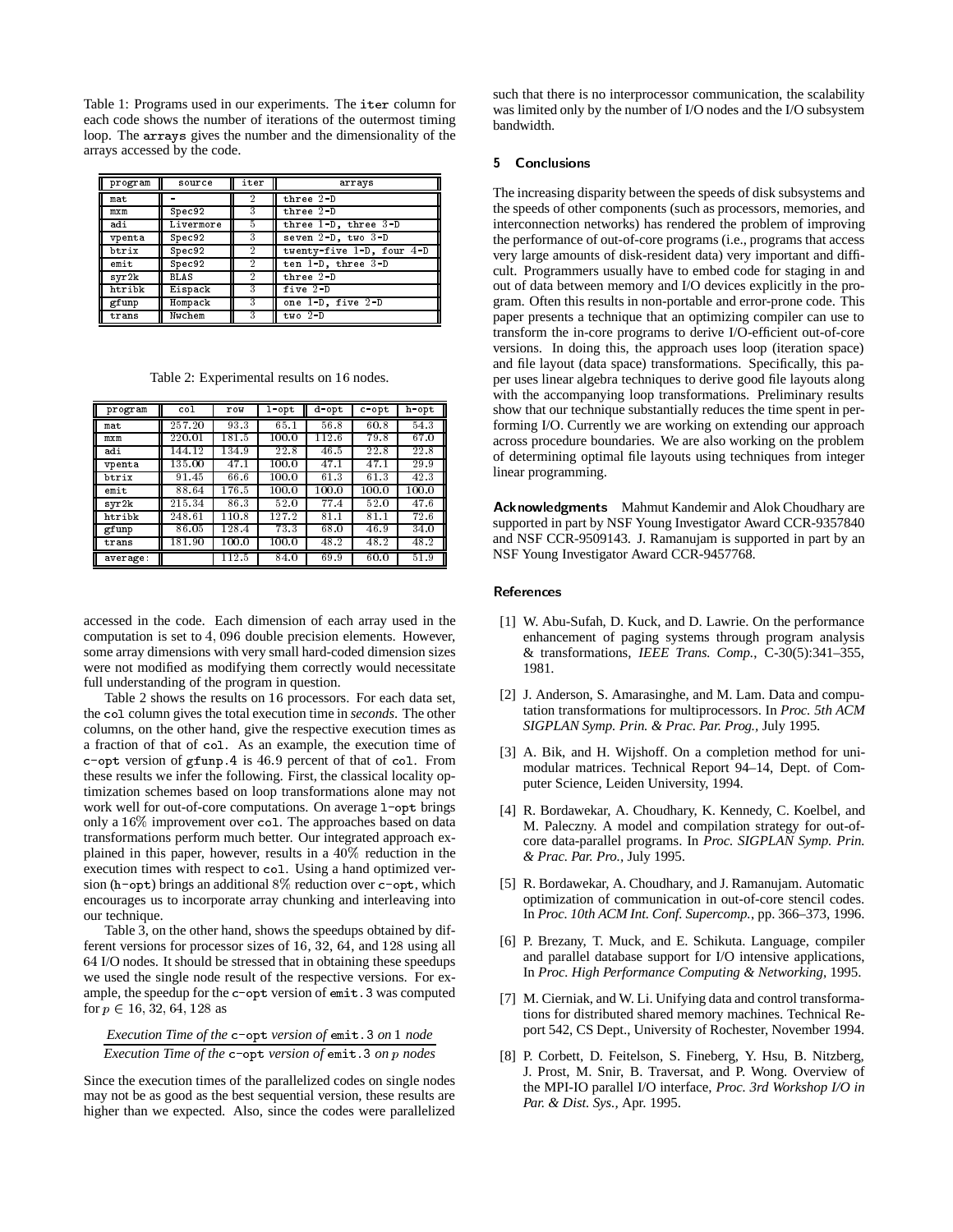Table 1: Programs used in our experiments. The `iter` column for each code shows the number of iterations of the outermost timing loop. The `arrays` gives the number and the dimensionality of the arrays accessed by the code.

| program | source | iter | arrays |
|---|---|---|---|
| mat | - | 2 | three 2-D |
| mxm | Spec92 | 3 | three 2-D |
| adi | Livermore | 5 | three 1-D, three 3-D |
| vpenta | Spec92 | 3 | seven 2-D, two 3-D |
| btrix | Spec92 | 2 | twenty-five 1-D, four 4-D |
| emit | Spec92 | 2 | ten 1-D, three 3-D |
| syr2k | BLAS | 2 | three 2-D |
| htribk | Eispack | 3 | five 2-D |
| gfunp | Hompack | 3 | one 1-D, five 2-D |
| trans | Nwchem | 3 | two 2-D |

Table 2: Experimental results on 16 nodes.

| program | col | row | l-opt | d-opt | c-opt | h-opt |
|---|---|---|---|---|---|---|
| mat | 257.20 | 93.3 | 65.1 | 56.8 | 60.8 | 54.3 |
| mxm | 220.01 | 181.5 | 100.0 | 112.6 | 79.8 | 67.0 |
| adi | 144.12 | 134.9 | 22.8 | 46.5 | 22.8 | 22.8 |
| vpenta | 135.00 | 47.1 | 100.0 | 47.1 | 47.1 | 29.9 |
| btrix | 91.45 | 66.6 | 100.0 | 61.3 | 61.3 | 42.3 |
| emit | 88.64 | 176.5 | 100.0 | 100.0 | 100.0 | 100.0 |
| syr2k | 215.34 | 86.3 | 52.0 | 77.4 | 52.0 | 47.6 |
| htribk | 248.61 | 110.8 | 127.2 | 81.1 | 81.1 | 72.6 |
| gfunp | 86.05 | 128.4 | 73.3 | 68.0 | 46.9 | 34.0 |
| trans | 181.90 | 100.0 | 100.0 | 48.2 | 48.2 | 48.2 |
| average: | | 112.5 | 84.0 | 69.9 | 60.0 | 51.9 |

accessed in the code. Each dimension of each array used in the computation is set to $4,096$ double precision elements. However, some array dimensions with very small hard-coded dimension sizes were not modified as modifying them correctly would necessitate full understanding of the program in question.

Table 2 shows the results on 16 processors. For each data set, the `col` column gives the total execution time in *seconds*. The other columns, on the other hand, give the respective execution times as a fraction of that of `col`. As an example, the execution time of `c-opt` version of `gfunp.4` is 46.9 percent of that of `col`. From these results we infer the following. First, the classical locality optimization schemes based on loop transformations alone may not work well for out-of-core computations. On average `l-opt` brings only a 16% improvement over `col`. The approaches based on data transformations perform much better. Our integrated approach explained in this paper, however, results in a 40% reduction in the execution times with respect to `col`. Using a hand optimized version (`h-opt`) brings an additional 8% reduction over `c-opt`, which encourages us to incorporate array chunking and interleaving into our technique.

Table 3, on the other hand, shows the speedups obtained by different versions for processor sizes of 16, 32, 64, and 128 using all 64 I/O nodes. It should be stressed that in obtaining these speedups we used the single node result of the respective versions. For example, the speedup for the `c-opt` version of `emit.3` was computed for $p \in 16, 32, 64, 128$ as

$$\frac{\textit{Execution Time of the } \texttt{c-opt} \textit{ version of } \texttt{emit.3} \textit{ on } 1 \textit{ node}}{\textit{Execution Time of the } \texttt{c-opt} \textit{ version of } \texttt{emit.3} \textit{ on } p \textit{ nodes}}$$

Since the execution times of the parallelized codes on single nodes may not be as good as the best sequential version, these results are higher than we expected. Also, since the codes were parallelized such that there is no interprocessor communication, the scalability was limited only by the number of I/O nodes and the I/O subsystem bandwidth.

## 5 Conclusions

The increasing disparity between the speeds of disk subsystems and the speeds of other components (such as processors, memories, and interconnection networks) has rendered the problem of improving the performance of out-of-core programs (i.e., programs that access very large amounts of disk-resident data) very important and difficult. Programmers usually have to embed code for staging in and out of data between memory and I/O devices explicitly in the program. Often this results in non-portable and error-prone code. This paper presents a technique that an optimizing compiler can use to transform the in-core programs to derive I/O-efficient out-of-core versions. In doing this, the approach uses loop (iteration space) and file layout (data space) transformations. Specifically, this paper uses linear algebra techniques to derive good file layouts along with the accompanying loop transformations. Preliminary results show that our technique substantially reduces the time spent in performing I/O. Currently we are working on extending our approach across procedure boundaries. We are also working on the problem of determining optimal file layouts using techniques from integer linear programming.

**Acknowledgments** Mahmut Kandemir and Alok Choudhary are supported in part by NSF Young Investigator Award CCR-9357840 and NSF CCR-9509143. J. Ramanujam is supported in part by an NSF Young Investigator Award CCR-9457768.

## References

[1] W. Abu-Sufah, D. Kuck, and D. Lawrie. On the performance enhancement of paging systems through program analysis & transformations, *IEEE Trans. Comp.*, C-30(5):341–355, 1981.

[2] J. Anderson, S. Amarasinghe, and M. Lam. Data and computation transformations for multiprocessors. In *Proc. 5th ACM SIGPLAN Symp. Prin. & Prac. Par. Prog.*, July 1995.

[3] A. Bik, and H. Wijshoff. On a completion method for unimodular matrices. Technical Report 94–14, Dept. of Computer Science, Leiden University, 1994.

[4] R. Bordawekar, A. Choudhary, K. Kennedy, C. Koelbel, and M. Paleczny. A model and compilation strategy for out-of-core data-parallel programs. In *Proc. SIGPLAN Symp. Prin. & Prac. Par. Pro.*, July 1995.

[5] R. Bordawekar, A. Choudhary, and J. Ramanujam. Automatic optimization of communication in out-of-core stencil codes. In *Proc. 10th ACM Int. Conf. Supercomp.*, pp. 366–373, 1996.

[6] P. Brezany, T. Muck, and E. Schikuta. Language, compiler and parallel database support for I/O intensive applications, In *Proc. High Performance Computing & Networking*, 1995.

[7] M. Cierniak, and W. Li. Unifying data and control transformations for distributed shared memory machines. Technical Report 542, CS Dept., University of Rochester, November 1994.

[8] P. Corbett, D. Feitelson, S. Fineberg, Y. Hsu, B. Nitzberg, J. Prost, M. Snir, B. Traversat, and P. Wong. Overview of the MPI-IO parallel I/O interface, *Proc. 3rd Workshop I/O in Par. & Dist. Sys.*, Apr. 1995.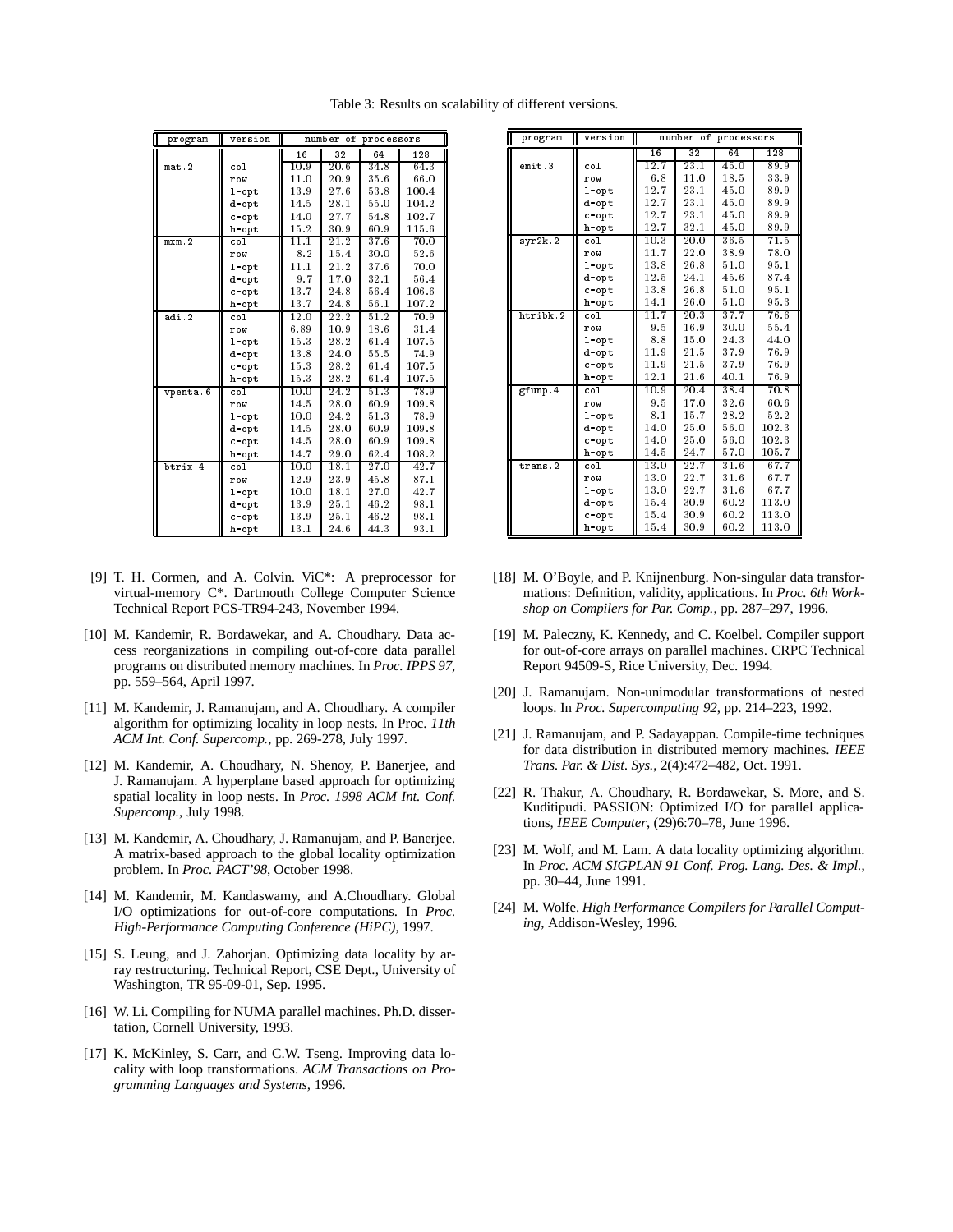Table 3: Results on scalability of different versions.

| program | version | number of processors | | | |
|---|---|---|---|---|---|
| | | 16 | 32 | 64 | 128 |
| mat.2 | col | 10.9 | 20.6 | 34.8 | 64.3 |
| | row | 11.0 | 20.9 | 35.6 | 66.0 |
| | l-opt | 13.9 | 27.6 | 53.8 | 100.4 |
| | d-opt | 14.5 | 28.1 | 55.0 | 104.2 |
| | c-opt | 14.0 | 27.7 | 54.8 | 102.7 |
| | h-opt | 15.2 | 30.9 | 60.9 | 115.6 |
| mxm.2 | col | 11.1 | 21.2 | 37.6 | 70.0 |
| | row | 8.2 | 15.4 | 30.0 | 52.6 |
| | l-opt | 11.1 | 21.2 | 37.6 | 70.0 |
| | d-opt | 9.7 | 17.0 | 32.1 | 56.4 |
| | c-opt | 13.7 | 24.8 | 56.4 | 106.6 |
| | h-opt | 13.7 | 24.8 | 56.1 | 107.2 |
| adi.2 | col | 12.0 | 22.2 | 51.2 | 70.9 |
| | row | 6.89 | 10.9 | 18.6 | 31.4 |
| | l-opt | 15.3 | 28.2 | 61.4 | 107.5 |
| | d-opt | 13.8 | 24.0 | 55.5 | 74.9 |
| | c-opt | 15.3 | 28.2 | 61.4 | 107.5 |
| | h-opt | 15.3 | 28.2 | 61.4 | 107.5 |
| vpenta.6 | col | 10.0 | 24.2 | 51.3 | 78.9 |
| | row | 14.5 | 28.0 | 60.9 | 109.8 |
| | l-opt | 10.0 | 24.2 | 51.3 | 78.9 |
| | d-opt | 14.5 | 28.0 | 60.9 | 109.8 |
| | c-opt | 14.5 | 28.0 | 60.9 | 109.8 |
| | h-opt | 14.7 | 29.0 | 62.4 | 108.2 |
| btrix.4 | col | 10.0 | 18.1 | 27.0 | 42.7 |
| | row | 12.9 | 23.9 | 45.8 | 87.1 |
| | l-opt | 10.0 | 18.1 | 27.0 | 42.7 |
| | d-opt | 13.9 | 25.1 | 46.2 | 98.1 |
| | c-opt | 13.9 | 25.1 | 46.2 | 98.1 |
| | h-opt | 13.1 | 24.6 | 44.3 | 93.1 |

| program | version | number of processors | | | |
|---|---|---|---|---|---|
| | | 16 | 32 | 64 | 128 |
| emit.3 | col | 12.7 | 23.1 | 45.0 | 89.9 |
| | row | 6.8 | 11.0 | 18.5 | 33.9 |
| | l-opt | 12.7 | 23.1 | 45.0 | 89.9 |
| | d-opt | 12.7 | 23.1 | 45.0 | 89.9 |
| | c-opt | 12.7 | 23.1 | 45.0 | 89.9 |
| | h-opt | 12.7 | 32.1 | 45.0 | 89.9 |
| syr2k.2 | col | 10.3 | 20.0 | 36.5 | 71.5 |
| | row | 11.7 | 22.0 | 38.9 | 78.0 |
| | l-opt | 13.8 | 26.8 | 51.0 | 95.1 |
| | d-opt | 12.5 | 24.1 | 45.6 | 87.4 |
| | c-opt | 13.8 | 26.8 | 51.0 | 95.1 |
| | h-opt | 14.1 | 26.0 | 51.0 | 95.3 |
| htribk.2 | col | 11.7 | 20.3 | 37.7 | 76.6 |
| | row | 9.5 | 16.9 | 30.0 | 55.4 |
| | l-opt | 8.8 | 15.0 | 24.3 | 44.0 |
| | d-opt | 11.9 | 21.5 | 37.9 | 76.9 |
| | c-opt | 11.9 | 21.5 | 37.9 | 76.9 |
| | h-opt | 12.1 | 21.6 | 40.1 | 76.9 |
| gfunp.4 | col | 10.9 | 20.4 | 38.4 | 70.8 |
| | row | 9.5 | 17.0 | 32.6 | 60.6 |
| | l-opt | 8.1 | 15.7 | 28.2 | 52.2 |
| | d-opt | 14.0 | 25.0 | 56.0 | 102.3 |
| | c-opt | 14.0 | 25.0 | 56.0 | 102.3 |
| | h-opt | 14.5 | 24.7 | 57.0 | 105.7 |
| trans.2 | col | 13.0 | 22.7 | 31.6 | 67.7 |
| | row | 13.0 | 22.7 | 31.6 | 67.7 |
| | l-opt | 13.0 | 22.7 | 31.6 | 67.7 |
| | d-opt | 15.4 | 30.9 | 60.2 | 113.0 |
| | c-opt | 15.4 | 30.9 | 60.2 | 113.0 |
| | h-opt | 15.4 | 30.9 | 60.2 | 113.0 |

[9] T. H. Cormen, and A. Colvin. ViC*: A preprocessor for virtual-memory C*. Dartmouth College Computer Science Technical Report PCS-TR94-243, November 1994.

[10] M. Kandemir, R. Bordawekar, and A. Choudhary. Data access reorganizations in compiling out-of-core data parallel programs on distributed memory machines. In *Proc. IPPS 97*, pp. 559–564, April 1997.

[11] M. Kandemir, J. Ramanujam, and A. Choudhary. A compiler algorithm for optimizing locality in loop nests. In Proc. *11th ACM Int. Conf. Supercomp.*, pp. 269-278, July 1997.

[12] M. Kandemir, A. Choudhary, N. Shenoy, P. Banerjee, and J. Ramanujam. A hyperplane based approach for optimizing spatial locality in loop nests. In *Proc. 1998 ACM Int. Conf. Supercomp.*, July 1998.

[13] M. Kandemir, A. Choudhary, J. Ramanujam, and P. Banerjee. A matrix-based approach to the global locality optimization problem. In *Proc. PACT'98*, October 1998.

[14] M. Kandemir, M. Kandaswamy, and A.Choudhary. Global I/O optimizations for out-of-core computations. In *Proc. High-Performance Computing Conference (HiPC)*, 1997.

[15] S. Leung, and J. Zahorjan. Optimizing data locality by array restructuring. Technical Report, CSE Dept., University of Washington, TR 95-09-01, Sep. 1995.

[16] W. Li. Compiling for NUMA parallel machines. Ph.D. dissertation, Cornell University, 1993.

[17] K. McKinley, S. Carr, and C.W. Tseng. Improving data locality with loop transformations. *ACM Transactions on Programming Languages and Systems*, 1996.

[18] M. O'Boyle, and P. Knijnenburg. Non-singular data transformations: Definition, validity, applications. In *Proc. 6th Workshop on Compilers for Par. Comp.*, pp. 287–297, 1996.

[19] M. Paleczny, K. Kennedy, and C. Koelbel. Compiler support for out-of-core arrays on parallel machines. CRPC Technical Report 94509-S, Rice University, Dec. 1994.

[20] J. Ramanujam. Non-unimodular transformations of nested loops. In *Proc. Supercomputing 92*, pp. 214–223, 1992.

[21] J. Ramanujam, and P. Sadayappan. Compile-time techniques for data distribution in distributed memory machines. *IEEE Trans. Par. & Dist. Sys.*, 2(4):472–482, Oct. 1991.

[22] R. Thakur, A. Choudhary, R. Bordawekar, S. More, and S. Kuditipudi. PASSION: Optimized I/O for parallel applications, *IEEE Computer*, (29)6:70–78, June 1996.

[23] M. Wolf, and M. Lam. A data locality optimizing algorithm. In *Proc. ACM SIGPLAN 91 Conf. Prog. Lang. Des. & Impl.*, pp. 30–44, June 1991.

[24] M. Wolfe. *High Performance Compilers for Parallel Computing*, Addison-Wesley, 1996.